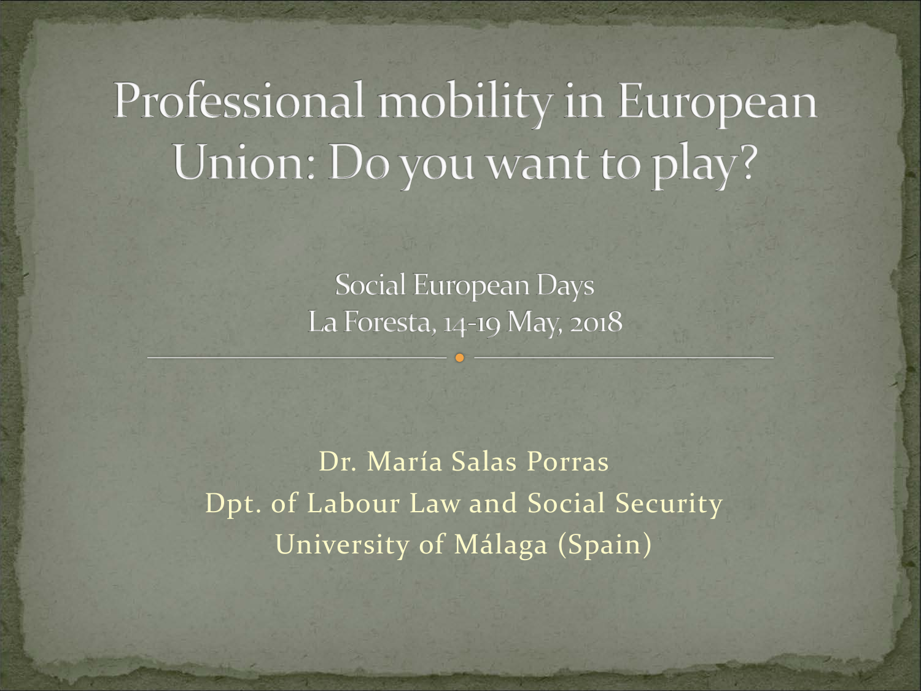# Professional mobility in European Union: Do you want to play?

Social European Days
La Foresta, 14-19 May, 2018

Dr. María Salas Porras
Dpt. of Labour Law and Social Security
University of Málaga (Spain)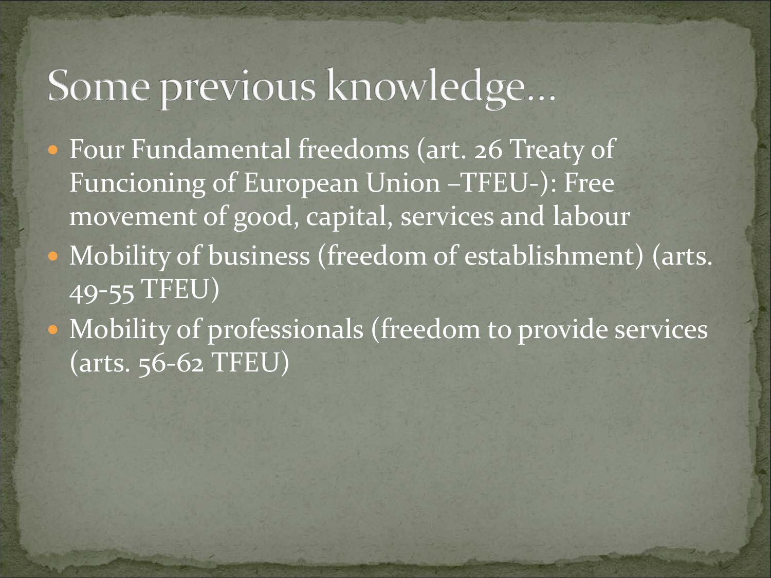# Some previous knowledge…

- Four Fundamental freedoms (art. 26 Treaty of Funcioning of European Union –TFEU-): Free movement of good, capital, services and labour
- Mobility of business (freedom of establishment) (arts. 49-55 TFEU)
- Mobility of professionals (freedom to provide services (arts. 56-62 TFEU)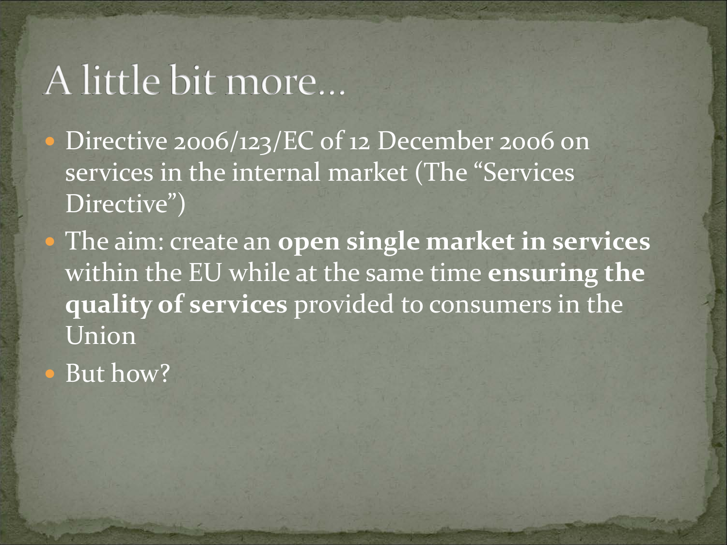# A little bit more…

- Directive 2006/123/EC of 12 December 2006 on services in the internal market (The "Services Directive")
- The aim: create an **open single market in services** within the EU while at the same time **ensuring the quality of services** provided to consumers in the Union
- But how?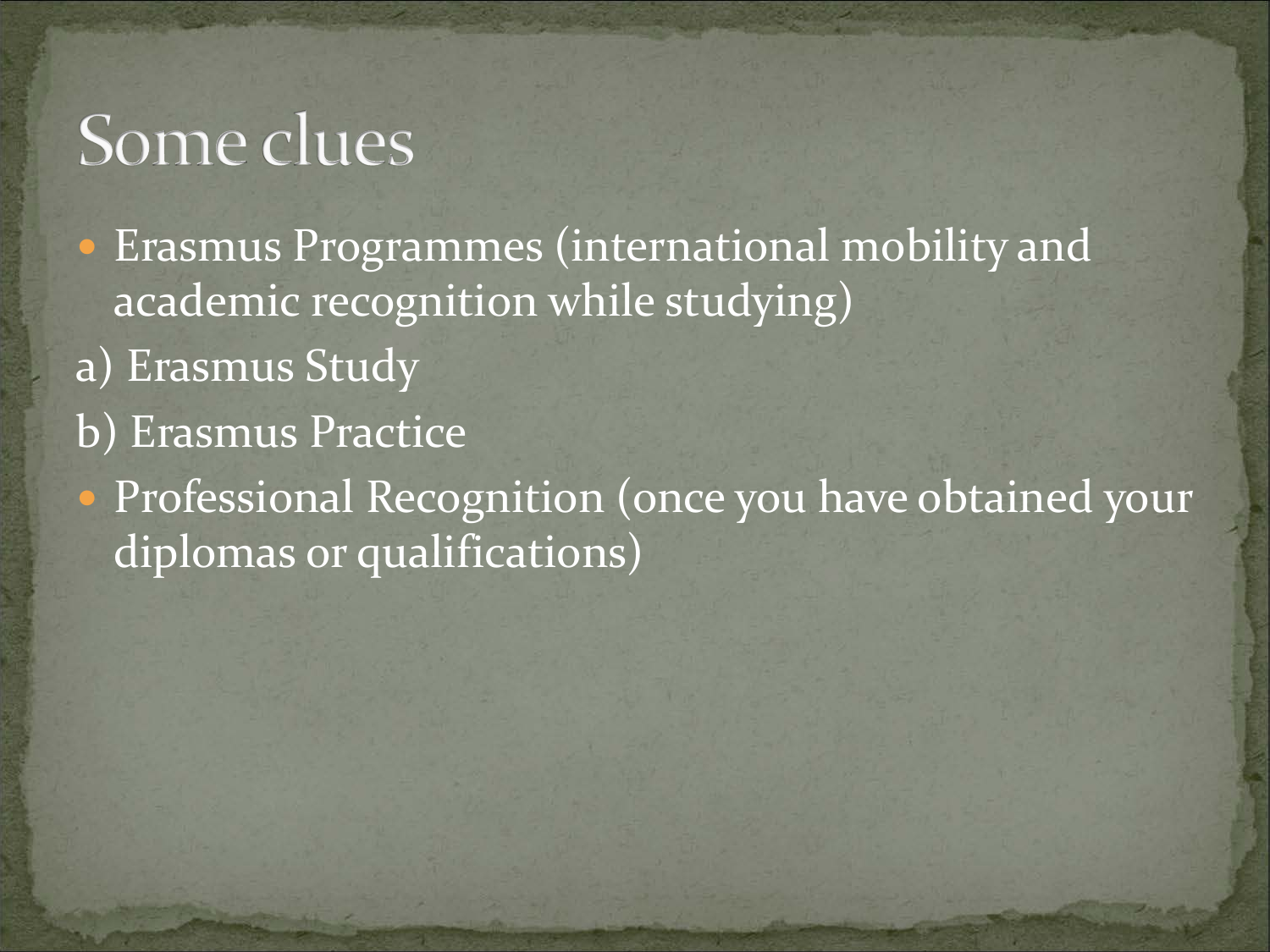# Some clues

- Erasmus Programmes (international mobility and academic recognition while studying)

a) Erasmus Study

b) Erasmus Practice

- Professional Recognition (once you have obtained your diplomas or qualifications)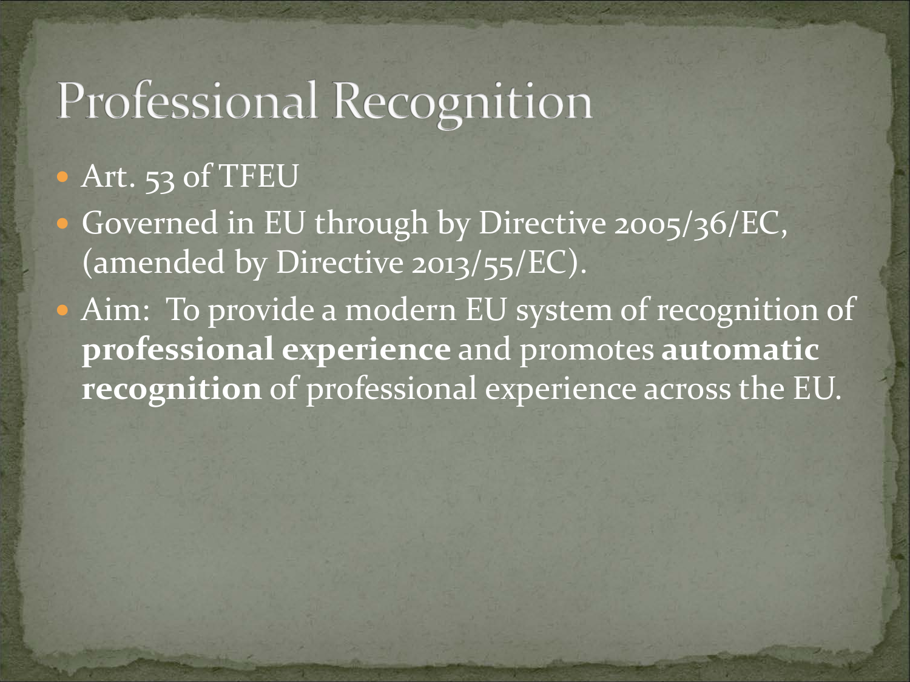# Professional Recognition

- Art. 53 of TFEU
- Governed in EU through by Directive 2005/36/EC, (amended by Directive 2013/55/EC).
- Aim: To provide a modern EU system of recognition of **professional experience** and promotes **automatic recognition** of professional experience across the EU.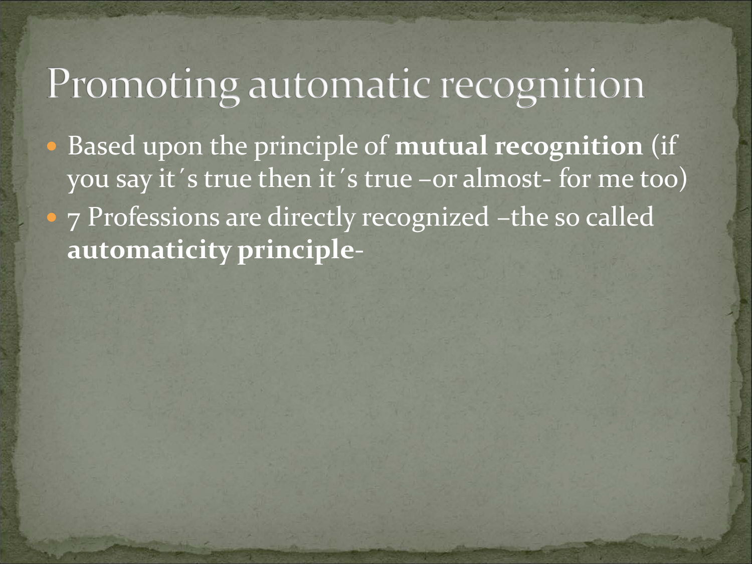# Promoting automatic recognition

- Based upon the principle of **mutual recognition** (if you say it´s true then it´s true –or almost- for me too)
- 7 Professions are directly recognized –the so called **automaticity principle**-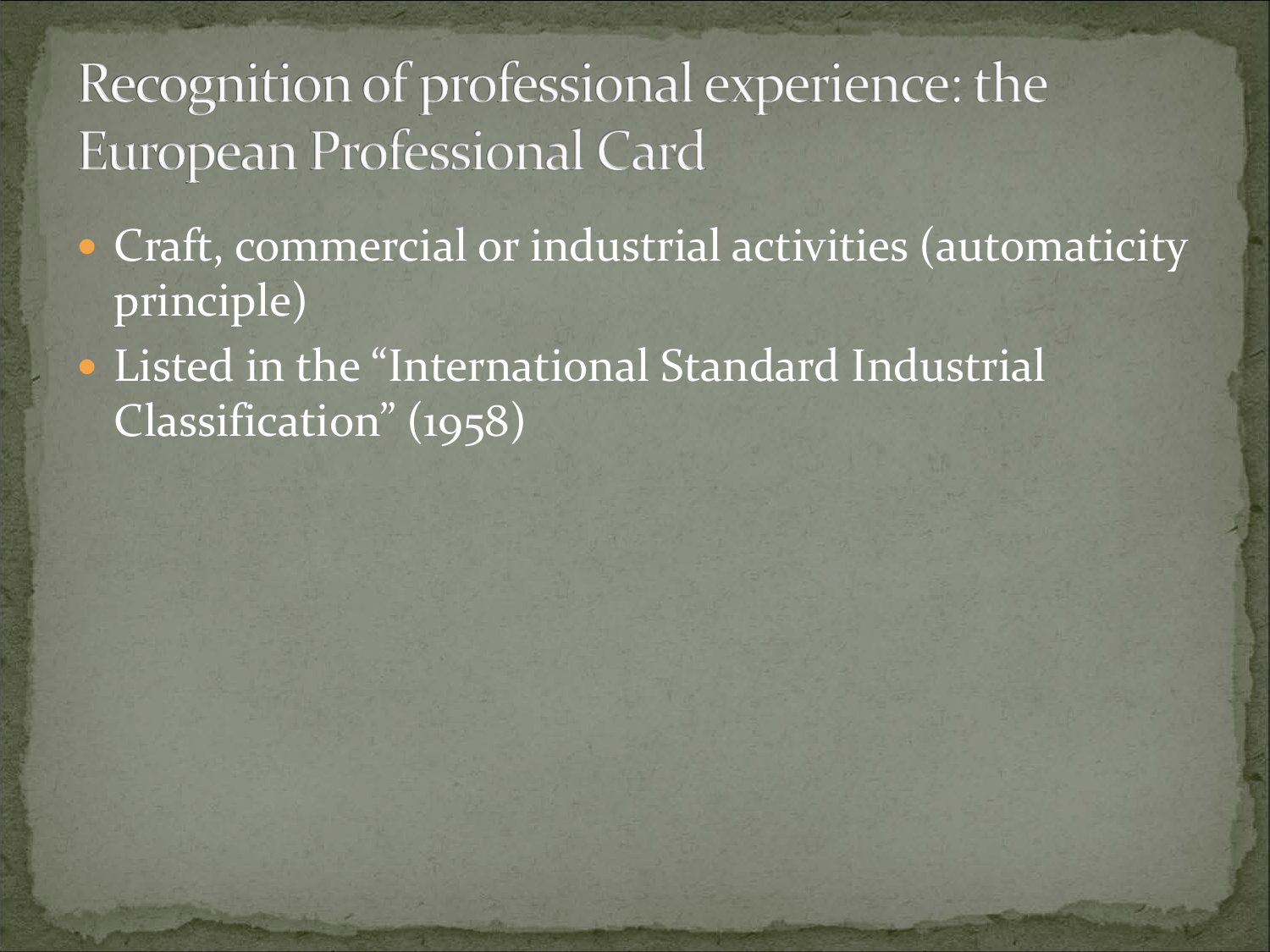# Recognition of professional experience: the European Professional Card

- Craft, commercial or industrial activities (automaticity principle)
- Listed in the “International Standard Industrial Classification” (1958)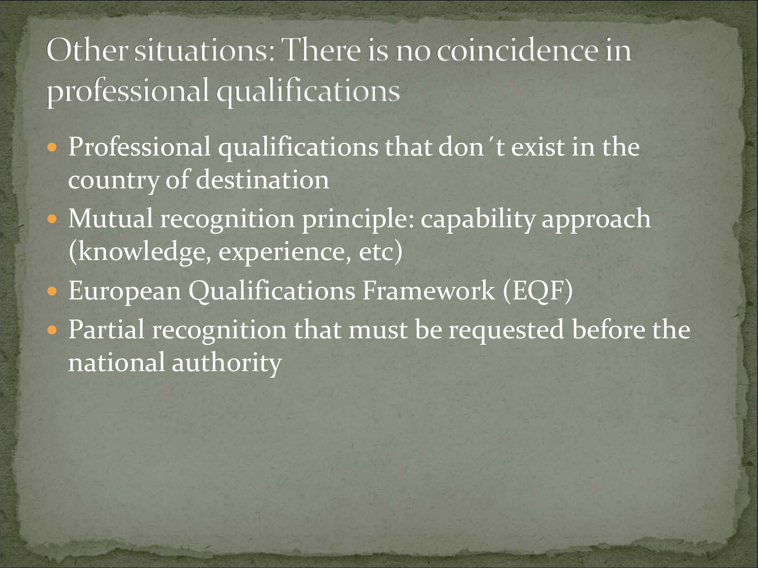# Other situations: There is no coincidence in professional qualifications

- Professional qualifications that don´t exist in the country of destination
- Mutual recognition principle: capability approach (knowledge, experience, etc)
- European Qualifications Framework (EQF)
- Partial recognition that must be requested before the national authority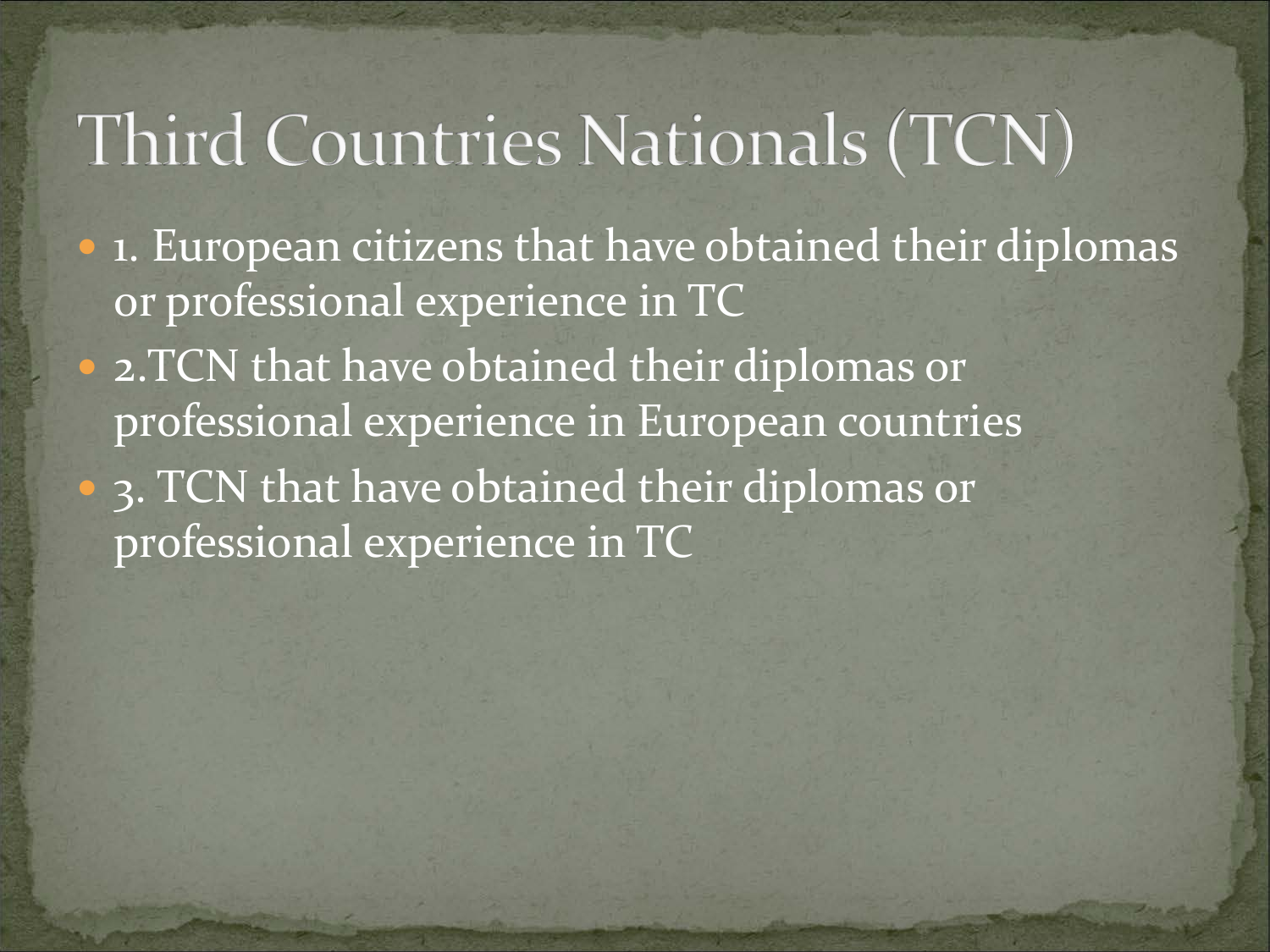# Third Countries Nationals (TCN)

- 1. European citizens that have obtained their diplomas or professional experience in TC
- 2.TCN that have obtained their diplomas or professional experience in European countries
- 3. TCN that have obtained their diplomas or professional experience in TC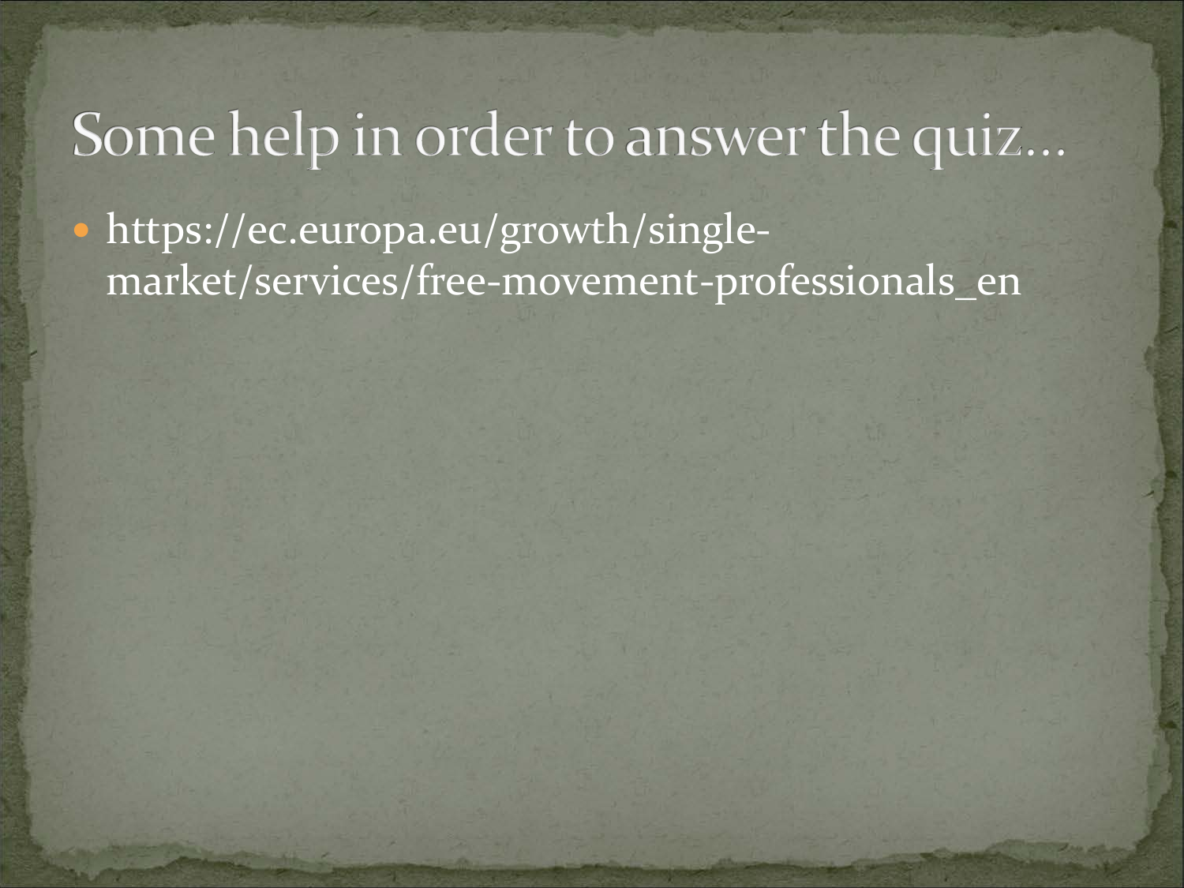# Some help in order to answer the quiz…

- https://ec.europa.eu/growth/single-market/services/free-movement-professionals_en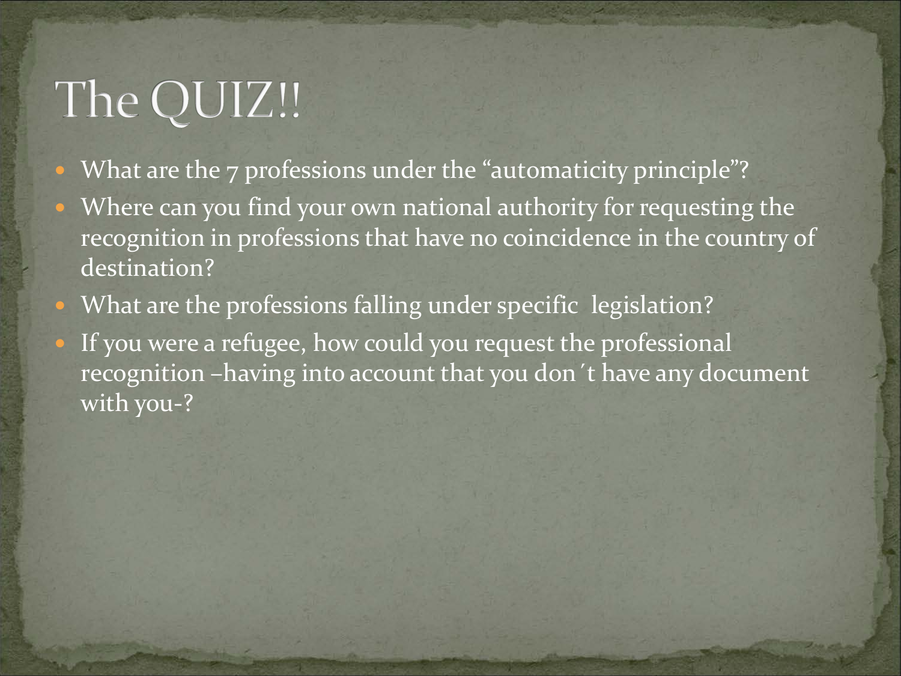# The QUIZ!!

- What are the 7 professions under the “automaticity principle”?
- Where can you find your own national authority for requesting the recognition in professions that have no coincidence in the country of destination?
- What are the professions falling under specific legislation?
- If you were a refugee, how could you request the professional recognition –having into account that you don´t have any document with you-?